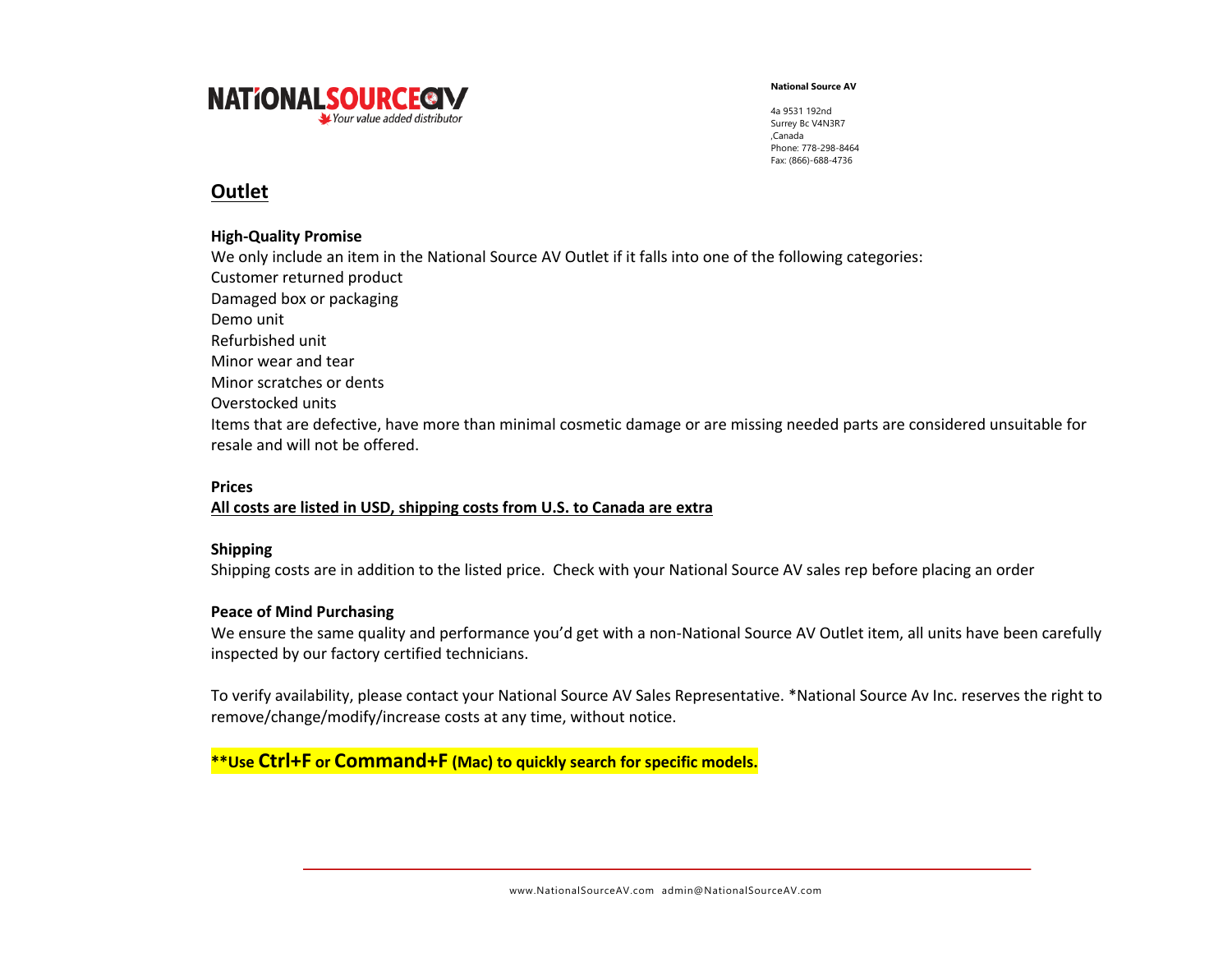NATIONALSOURCEAV
Your value added distributor

**National Source AV**

4a 9531 192nd
Surrey Bc V4N3R7
,Canada
Phone: 778-298-8464
Fax: (866)-688-4736

# Outlet

**High-Quality Promise**

We only include an item in the National Source AV Outlet if it falls into one of the following categories:
Customer returned product
Damaged box or packaging
Demo unit
Refurbished unit
Minor wear and tear
Minor scratches or dents
Overstocked units
Items that are defective, have more than minimal cosmetic damage or are missing needed parts are considered unsuitable for resale and will not be offered.

**Prices**

**All costs are listed in USD, shipping costs from U.S. to Canada are extra**

**Shipping**

Shipping costs are in addition to the listed price. Check with your National Source AV sales rep before placing an order

**Peace of Mind Purchasing**

We ensure the same quality and performance you'd get with a non-National Source AV Outlet item, all units have been carefully inspected by our factory certified technicians.

To verify availability, please contact your National Source AV Sales Representative. *National Source Av Inc. reserves the right to remove/change/modify/increase costs at any time, without notice.

**\*\*Use Ctrl+F or Command+F (Mac) to quickly search for specific models.**

www.NationalSourceAV.com admin@NationalSourceAV.com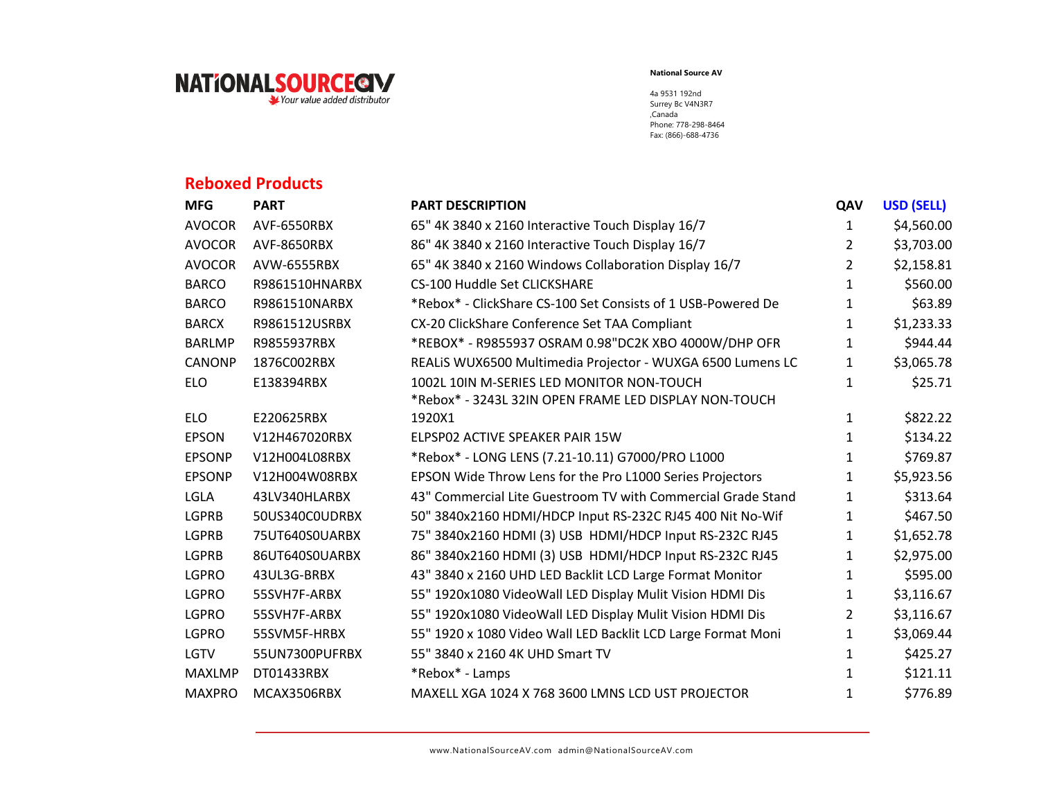**National Source AV**

4a 9531 192nd
Surrey Bc V4N3R7
,Canada
Phone: 778-298-8464
Fax: (866)-688-4736

## Reboxed Products

| MFG | PART | PART DESCRIPTION | QAV | USD (SELL) |
|---|---|---|---|---|
| AVOCOR | AVF-6550RBX | 65" 4K 3840 x 2160 Interactive Touch Display 16/7 | 1 | $4,560.00 |
| AVOCOR | AVF-8650RBX | 86" 4K 3840 x 2160 Interactive Touch Display 16/7 | 2 | $3,703.00 |
| AVOCOR | AVW-6555RBX | 65" 4K 3840 x 2160 Windows Collaboration Display 16/7 | 2 | $2,158.81 |
| BARCO | R9861510HNARBX | CS-100 Huddle Set CLICKSHARE | 1 | $560.00 |
| BARCO | R9861510NARBX | *Rebox* - ClickShare CS-100 Set Consists of 1 USB-Powered De | 1 | $63.89 |
| BARCX | R9861512USRBX | CX-20 ClickShare Conference Set TAA Compliant | 1 | $1,233.33 |
| BARLMP | R9855937RBX | *REBOX* - R9855937 OSRAM 0.98"DC2K XBO 4000W/DHP OFR | 1 | $944.44 |
| CANONP | 1876C002RBX | REALiS WUX6500 Multimedia Projector - WUXGA 6500 Lumens LC | 1 | $3,065.78 |
| ELO | E138394RBX | 1002L 10IN M-SERIES LED MONITOR NON-TOUCH | 1 | $25.71 |
| ELO | E220625RBX | *Rebox* - 3243L 32IN OPEN FRAME LED DISPLAY NON-TOUCH 1920X1 | 1 | $822.22 |
| EPSON | V12H467020RBX | ELPSP02 ACTIVE SPEAKER PAIR 15W | 1 | $134.22 |
| EPSONP | V12H004L08RBX | *Rebox* - LONG LENS (7.21-10.11) G7000/PRO L1000 | 1 | $769.87 |
| EPSONP | V12H004W08RBX | EPSON Wide Throw Lens for the Pro L1000 Series Projectors | 1 | $5,923.56 |
| LGLA | 43LV340HLARBX | 43" Commercial Lite Guestroom TV with Commercial Grade Stand | 1 | $313.64 |
| LGPRB | 50US340C0UDRBX | 50" 3840x2160 HDMI/HDCP Input RS-232C RJ45 400 Nit No-Wif | 1 | $467.50 |
| LGPRB | 75UT640S0UARBX | 75" 3840x2160 HDMI (3) USB HDMI/HDCP Input RS-232C RJ45 | 1 | $1,652.78 |
| LGPRB | 86UT640S0UARBX | 86" 3840x2160 HDMI (3) USB HDMI/HDCP Input RS-232C RJ45 | 1 | $2,975.00 |
| LGPRO | 43UL3G-BRBX | 43" 3840 x 2160 UHD LED Backlit LCD Large Format Monitor | 1 | $595.00 |
| LGPRO | 55SVH7F-ARBX | 55" 1920x1080 VideoWall LED Display Mulit Vision HDMI Dis | 1 | $3,116.67 |
| LGPRO | 55SVH7F-ARBX | 55" 1920x1080 VideoWall LED Display Mulit Vision HDMI Dis | 2 | $3,116.67 |
| LGPRO | 55SVM5F-HRBX | 55" 1920 x 1080 Video Wall LED Backlit LCD Large Format Moni | 1 | $3,069.44 |
| LGTV | 55UN7300PUFRBX | 55" 3840 x 2160 4K UHD Smart TV | 1 | $425.27 |
| MAXLMP | DT01433RBX | *Rebox* - Lamps | 1 | $121.11 |
| MAXPRO | MCAX3506RBX | MAXELL XGA 1024 X 768 3600 LMNS LCD UST PROJECTOR | 1 | $776.89 |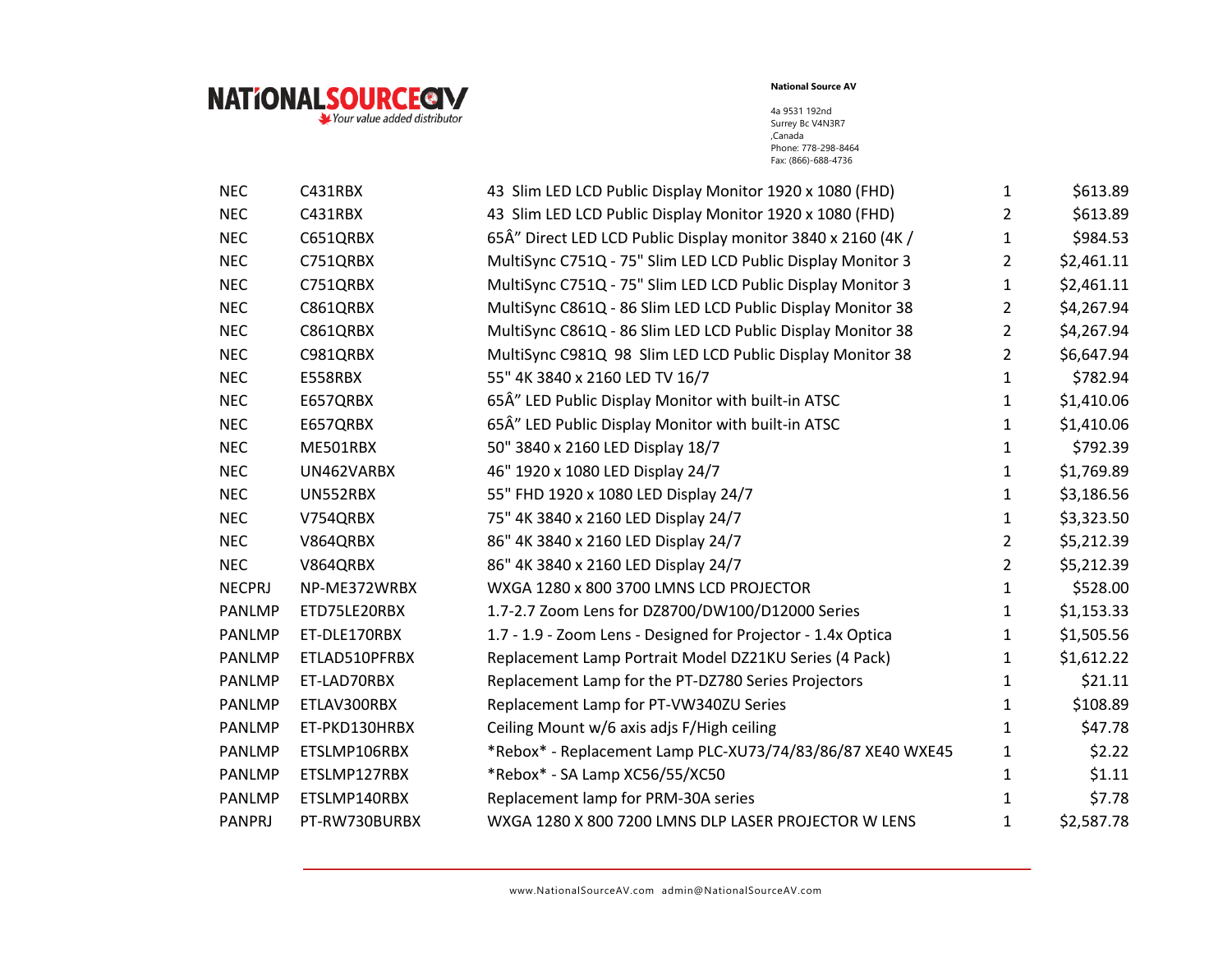**NATIONALSOURCEAV**
*Your value added distributor*

**National Source AV**

4a 9531 192nd
Surrey Bc V4N3R7
,Canada
Phone: 778-298-8464
Fax: (866)-688-4736

| | | | | |
|---|---|---|---|---|
| NEC | C431RBX | 43 Slim LED LCD Public Display Monitor 1920 x 1080 (FHD) | 1 | $613.89 |
| NEC | C431RBX | 43 Slim LED LCD Public Display Monitor 1920 x 1080 (FHD) | 2 | $613.89 |
| NEC | C651QRBX | 65Â" Direct LED LCD Public Display monitor 3840 x 2160 (4K / | 1 | $984.53 |
| NEC | C751QRBX | MultiSync C751Q - 75" Slim LED LCD Public Display Monitor 3 | 2 | $2,461.11 |
| NEC | C751QRBX | MultiSync C751Q - 75" Slim LED LCD Public Display Monitor 3 | 1 | $2,461.11 |
| NEC | C861QRBX | MultiSync C861Q - 86 Slim LED LCD Public Display Monitor 38 | 2 | $4,267.94 |
| NEC | C861QRBX | MultiSync C861Q - 86 Slim LED LCD Public Display Monitor 38 | 2 | $4,267.94 |
| NEC | C981QRBX | MultiSync C981Q 98 Slim LED LCD Public Display Monitor 38 | 2 | $6,647.94 |
| NEC | E558RBX | 55" 4K 3840 x 2160 LED TV 16/7 | 1 | $782.94 |
| NEC | E657QRBX | 65Â" LED Public Display Monitor with built-in ATSC | 1 | $1,410.06 |
| NEC | E657QRBX | 65Â" LED Public Display Monitor with built-in ATSC | 1 | $1,410.06 |
| NEC | ME501RBX | 50" 3840 x 2160 LED Display 18/7 | 1 | $792.39 |
| NEC | UN462VARBX | 46" 1920 x 1080 LED Display 24/7 | 1 | $1,769.89 |
| NEC | UN552RBX | 55" FHD 1920 x 1080 LED Display 24/7 | 1 | $3,186.56 |
| NEC | V754QRBX | 75" 4K 3840 x 2160 LED Display 24/7 | 1 | $3,323.50 |
| NEC | V864QRBX | 86" 4K 3840 x 2160 LED Display 24/7 | 2 | $5,212.39 |
| NEC | V864QRBX | 86" 4K 3840 x 2160 LED Display 24/7 | 2 | $5,212.39 |
| NECPRJ | NP-ME372WRBX | WXGA 1280 x 800 3700 LMNS LCD PROJECTOR | 1 | $528.00 |
| PANLMP | ETD75LE20RBX | 1.7-2.7 Zoom Lens for DZ8700/DW100/D12000 Series | 1 | $1,153.33 |
| PANLMP | ET-DLE170RBX | 1.7 - 1.9 - Zoom Lens - Designed for Projector - 1.4x Optica | 1 | $1,505.56 |
| PANLMP | ETLAD510PFRBX | Replacement Lamp Portrait Model DZ21KU Series (4 Pack) | 1 | $1,612.22 |
| PANLMP | ET-LAD70RBX | Replacement Lamp for the PT-DZ780 Series Projectors | 1 | $21.11 |
| PANLMP | ETLAV300RBX | Replacement Lamp for PT-VW340ZU Series | 1 | $108.89 |
| PANLMP | ET-PKD130HRBX | Ceiling Mount w/6 axis adjs F/High ceiling | 1 | $47.78 |
| PANLMP | ETSLMP106RBX | *Rebox* - Replacement Lamp PLC-XU73/74/83/86/87 XE40 WXE45 | 1 | $2.22 |
| PANLMP | ETSLMP127RBX | *Rebox* - SA Lamp XC56/55/XC50 | 1 | $1.11 |
| PANLMP | ETSLMP140RBX | Replacement lamp for PRM-30A series | 1 | $7.78 |
| PANPRJ | PT-RW730BURBX | WXGA 1280 X 800 7200 LMNS DLP LASER PROJECTOR W LENS | 1 | $2,587.78 |

www.NationalSourceAV.com admin@NationalSourceAV.com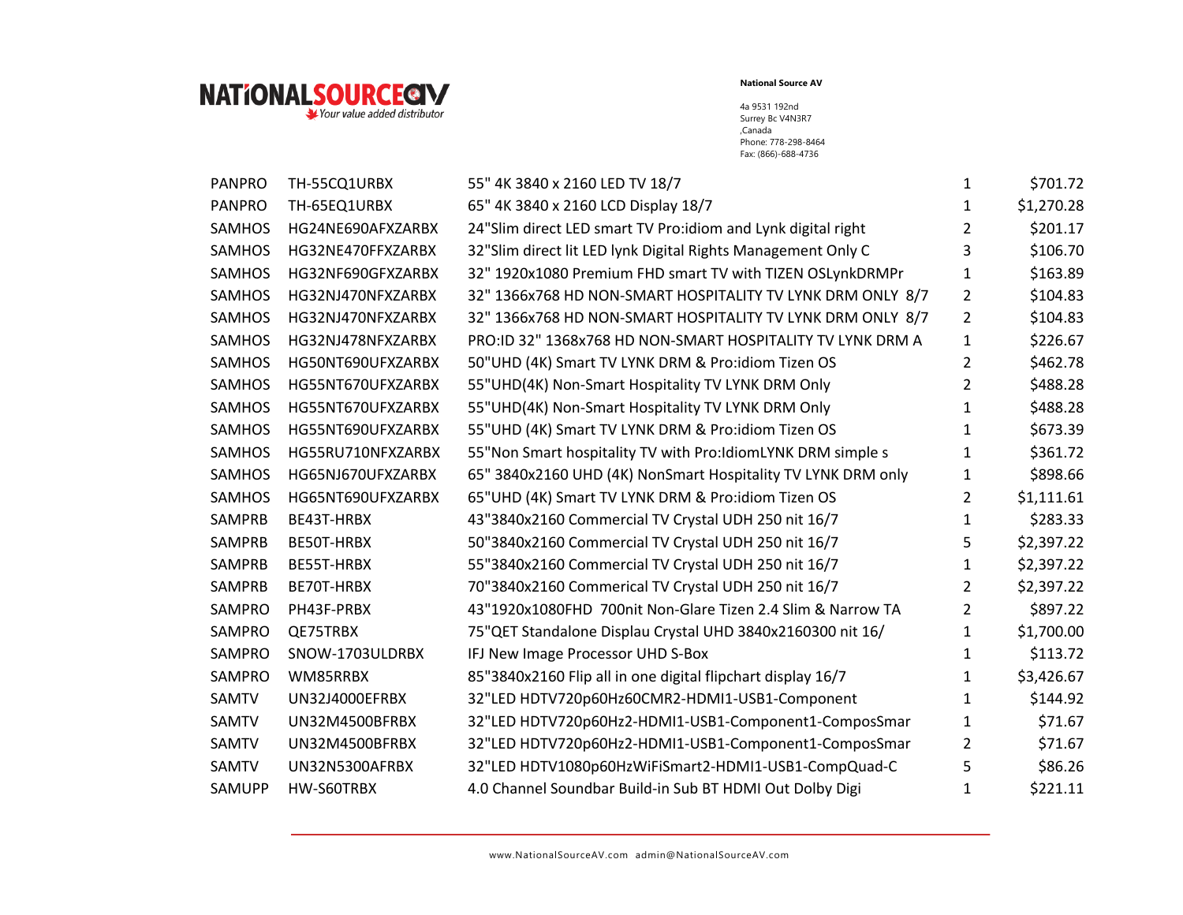**NATIONALSOURCEAV**
*Your value added distributor*

**National Source AV**

4a 9531 192nd
Surrey Bc V4N3R7
,Canada
Phone: 778-298-8464
Fax: (866)-688-4736

| | | | | |
|---|---|---|---|---|
| PANPRO | TH-55CQ1URBX | 55" 4K 3840 x 2160 LED TV 18/7 | 1 | $701.72 |
| PANPRO | TH-65EQ1URBX | 65" 4K 3840 x 2160 LCD Display 18/7 | 1 | $1,270.28 |
| SAMHOS | HG24NE690AFXZARBX | 24"Slim direct LED smart TV Pro:idiom and Lynk digital right | 2 | $201.17 |
| SAMHOS | HG32NE470FFXZARBX | 32"Slim direct lit LED lynk Digital Rights Management Only C | 3 | $106.70 |
| SAMHOS | HG32NF690GFXZARBX | 32" 1920x1080 Premium FHD smart TV with TIZEN OSLynkDRMPr | 1 | $163.89 |
| SAMHOS | HG32NJ470NFXZARBX | 32" 1366x768 HD NON-SMART HOSPITALITY TV LYNK DRM ONLY 8/7 | 2 | $104.83 |
| SAMHOS | HG32NJ470NFXZARBX | 32" 1366x768 HD NON-SMART HOSPITALITY TV LYNK DRM ONLY 8/7 | 2 | $104.83 |
| SAMHOS | HG32NJ478NFXZARBX | PRO:ID 32" 1368x768 HD NON-SMART HOSPITALITY TV LYNK DRM A | 1 | $226.67 |
| SAMHOS | HG50NT690UFXZARBX | 50"UHD (4K) Smart TV LYNK DRM & Pro:idiom Tizen OS | 2 | $462.78 |
| SAMHOS | HG55NT670UFXZARBX | 55"UHD(4K) Non-Smart Hospitality TV LYNK DRM Only | 2 | $488.28 |
| SAMHOS | HG55NT670UFXZARBX | 55"UHD(4K) Non-Smart Hospitality TV LYNK DRM Only | 1 | $488.28 |
| SAMHOS | HG55NT690UFXZARBX | 55"UHD (4K) Smart TV LYNK DRM & Pro:idiom Tizen OS | 1 | $673.39 |
| SAMHOS | HG55RU710NFXZARBX | 55"Non Smart hospitality TV with Pro:IdiomLYNK DRM simple s | 1 | $361.72 |
| SAMHOS | HG65NJ670UFXZARBX | 65" 3840x2160 UHD (4K) NonSmart Hospitality TV LYNK DRM only | 1 | $898.66 |
| SAMHOS | HG65NT690UFXZARBX | 65"UHD (4K) Smart TV LYNK DRM & Pro:idiom Tizen OS | 2 | $1,111.61 |
| SAMPRB | BE43T-HRBX | 43"3840x2160 Commercial TV Crystal UDH 250 nit 16/7 | 1 | $283.33 |
| SAMPRB | BE50T-HRBX | 50"3840x2160 Commercial TV Crystal UDH 250 nit 16/7 | 5 | $2,397.22 |
| SAMPRB | BE55T-HRBX | 55"3840x2160 Commercial TV Crystal UDH 250 nit 16/7 | 1 | $2,397.22 |
| SAMPRB | BE70T-HRBX | 70"3840x2160 Commerical TV Crystal UDH 250 nit 16/7 | 2 | $2,397.22 |
| SAMPRO | PH43F-PRBX | 43"1920x1080FHD 700nit Non-Glare Tizen 2.4 Slim & Narrow TA | 2 | $897.22 |
| SAMPRO | QE75TRBX | 75"QET Standalone Displau Crystal UHD 3840x2160300 nit 16/ | 1 | $1,700.00 |
| SAMPRO | SNOW-1703ULDRBX | IFJ New Image Processor UHD S-Box | 1 | $113.72 |
| SAMPRO | WM85RRBX | 85"3840x2160 Flip all in one digital flipchart display 16/7 | 1 | $3,426.67 |
| SAMTV | UN32J4000EFRBX | 32"LED HDTV720p60Hz60CMR2-HDMI1-USB1-Component | 1 | $144.92 |
| SAMTV | UN32M4500BFRBX | 32"LED HDTV720p60Hz2-HDMI1-USB1-Component1-ComposSmar | 1 | $71.67 |
| SAMTV | UN32M4500BFRBX | 32"LED HDTV720p60Hz2-HDMI1-USB1-Component1-ComposSmar | 2 | $71.67 |
| SAMTV | UN32N5300AFRBX | 32"LED HDTV1080p60HzWiFiSmart2-HDMI1-USB1-CompQuad-C | 5 | $86.26 |
| SAMUPP | HW-S60TRBX | 4.0 Channel Soundbar Build-in Sub BT HDMI Out Dolby Digi | 1 | $221.11 |

www.NationalSourceAV.com admin@NationalSourceAV.com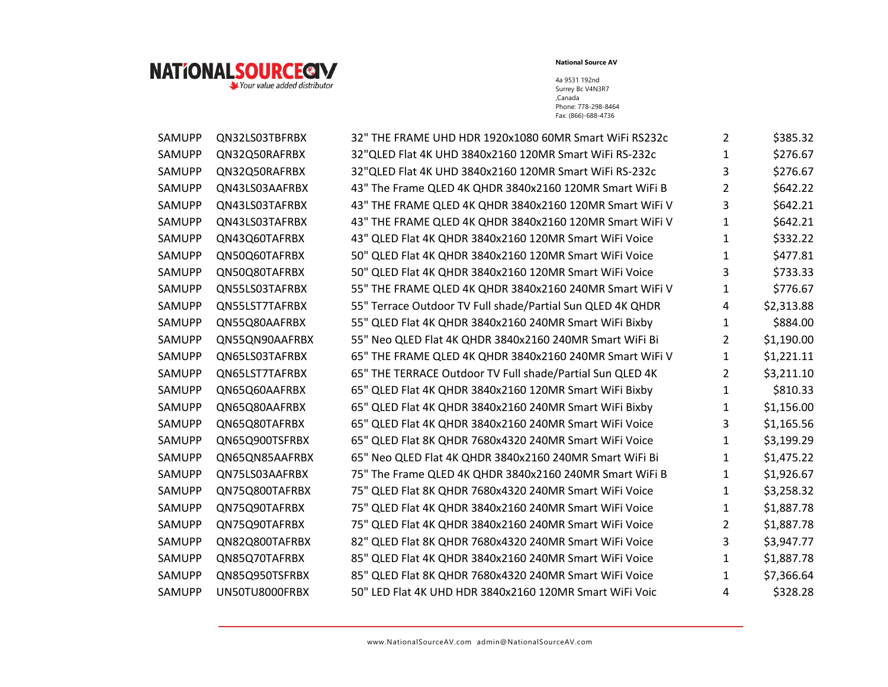**NATIONALSOURCEAV**
*Your value added distributor*

**National Source AV**

4a 9531 192nd
Surrey Bc V4N3R7
,Canada
Phone: 778-298-8464
Fax: (866)-688-4736

| | | | | |
|---|---|---|---|---|
| SAMUPP | QN32LS03TBFRBX | 32" THE FRAME UHD HDR 1920x1080 60MR Smart WiFi RS232c | 2 | $385.32 |
| SAMUPP | QN32Q50RAFRBX | 32"QLED Flat 4K UHD 3840x2160 120MR Smart WiFi RS-232c | 1 | $276.67 |
| SAMUPP | QN32Q50RAFRBX | 32"QLED Flat 4K UHD 3840x2160 120MR Smart WiFi RS-232c | 3 | $276.67 |
| SAMUPP | QN43LS03AAFRBX | 43" The Frame QLED 4K QHDR 3840x2160 120MR Smart WiFi B | 2 | $642.22 |
| SAMUPP | QN43LS03TAFRBX | 43" THE FRAME QLED 4K QHDR 3840x2160 120MR Smart WiFi V | 3 | $642.21 |
| SAMUPP | QN43LS03TAFRBX | 43" THE FRAME QLED 4K QHDR 3840x2160 120MR Smart WiFi V | 1 | $642.21 |
| SAMUPP | QN43Q60TAFRBX | 43" QLED Flat 4K QHDR 3840x2160 120MR Smart WiFi Voice | 1 | $332.22 |
| SAMUPP | QN50Q60TAFRBX | 50" QLED Flat 4K QHDR 3840x2160 120MR Smart WiFi Voice | 1 | $477.81 |
| SAMUPP | QN50Q80TAFRBX | 50" QLED Flat 4K QHDR 3840x2160 120MR Smart WiFi Voice | 3 | $733.33 |
| SAMUPP | QN55LS03TAFRBX | 55" THE FRAME QLED 4K QHDR 3840x2160 240MR Smart WiFi V | 1 | $776.67 |
| SAMUPP | QN55LST7TAFRBX | 55" Terrace Outdoor TV Full shade/Partial Sun QLED 4K QHDR | 4 | $2,313.88 |
| SAMUPP | QN55Q80AAFRBX | 55" QLED Flat 4K QHDR 3840x2160 240MR Smart WiFi Bixby | 1 | $884.00 |
| SAMUPP | QN55QN90AAFRBX | 55" Neo QLED Flat 4K QHDR 3840x2160 240MR Smart WiFi Bi | 2 | $1,190.00 |
| SAMUPP | QN65LS03TAFRBX | 65" THE FRAME QLED 4K QHDR 3840x2160 240MR Smart WiFi V | 1 | $1,221.11 |
| SAMUPP | QN65LST7TAFRBX | 65" THE TERRACE Outdoor TV Full shade/Partial Sun QLED 4K | 2 | $3,211.10 |
| SAMUPP | QN65Q60AAFRBX | 65" QLED Flat 4K QHDR 3840x2160 120MR Smart WiFi Bixby | 1 | $810.33 |
| SAMUPP | QN65Q80AAFRBX | 65" QLED Flat 4K QHDR 3840x2160 240MR Smart WiFi Bixby | 1 | $1,156.00 |
| SAMUPP | QN65Q80TAFRBX | 65" QLED Flat 4K QHDR 3840x2160 240MR Smart WiFi Voice | 3 | $1,165.56 |
| SAMUPP | QN65Q900TSFRBX | 65" QLED Flat 8K QHDR 7680x4320 240MR Smart WiFi Voice | 1 | $3,199.29 |
| SAMUPP | QN65QN85AAFRBX | 65" Neo QLED Flat 4K QHDR 3840x2160 240MR Smart WiFi Bi | 1 | $1,475.22 |
| SAMUPP | QN75LS03AAFRBX | 75" The Frame QLED 4K QHDR 3840x2160 240MR Smart WiFi B | 1 | $1,926.67 |
| SAMUPP | QN75Q800TAFRBX | 75" QLED Flat 8K QHDR 7680x4320 240MR Smart WiFi Voice | 1 | $3,258.32 |
| SAMUPP | QN75Q90TAFRBX | 75" QLED Flat 4K QHDR 3840x2160 240MR Smart WiFi Voice | 1 | $1,887.78 |
| SAMUPP | QN75Q90TAFRBX | 75" QLED Flat 4K QHDR 3840x2160 240MR Smart WiFi Voice | 2 | $1,887.78 |
| SAMUPP | QN82Q800TAFRBX | 82" QLED Flat 8K QHDR 7680x4320 240MR Smart WiFi Voice | 3 | $3,947.77 |
| SAMUPP | QN85Q70TAFRBX | 85" QLED Flat 4K QHDR 3840x2160 240MR Smart WiFi Voice | 1 | $1,887.78 |
| SAMUPP | QN85Q950TSFRBX | 85" QLED Flat 8K QHDR 7680x4320 240MR Smart WiFi Voice | 1 | $7,366.64 |
| SAMUPP | UN50TU8000FRBX | 50" LED Flat 4K UHD HDR 3840x2160 120MR Smart WiFi Voic | 4 | $328.28 |

www.NationalSourceAV.com admin@NationalSourceAV.com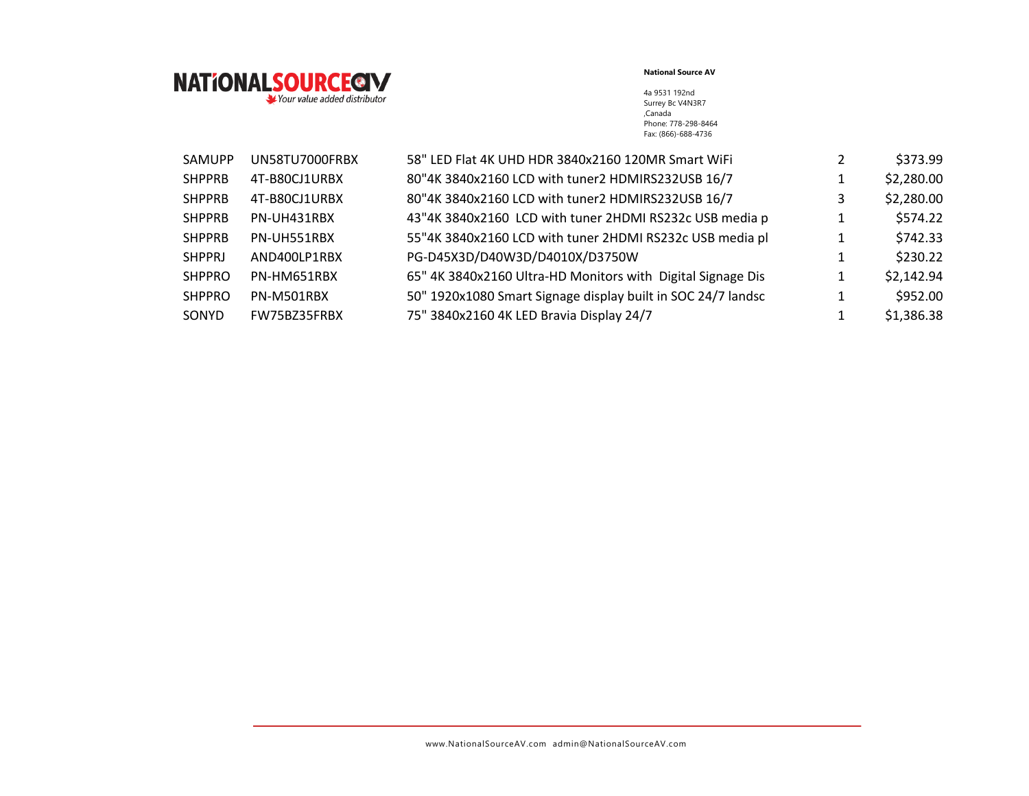NATIONALSOURCEAV
*Your value added distributor*

**National Source AV**

4a 9531 192nd
Surrey Bc V4N3R7
,Canada
Phone: 778-298-8464
Fax: (866)-688-4736

| | | | | |
|---|---|---|---|---|
| SAMUPP | UN58TU7000FRBX | 58" LED Flat 4K UHD HDR 3840x2160 120MR Smart WiFi | 2 | $373.99 |
| SHPPRB | 4T-B80CJ1URBX | 80"4K 3840x2160 LCD with tuner2 HDMIRS232USB 16/7 | 1 | $2,280.00 |
| SHPPRB | 4T-B80CJ1URBX | 80"4K 3840x2160 LCD with tuner2 HDMIRS232USB 16/7 | 3 | $2,280.00 |
| SHPPRB | PN-UH431RBX | 43"4K 3840x2160 LCD with tuner 2HDMI RS232c USB media p | 1 | $574.22 |
| SHPPRB | PN-UH551RBX | 55"4K 3840x2160 LCD with tuner 2HDMI RS232c USB media pl | 1 | $742.33 |
| SHPPRJ | AND400LP1RBX | PG-D45X3D/D40W3D/D4010X/D3750W | 1 | $230.22 |
| SHPPRO | PN-HM651RBX | 65" 4K 3840x2160 Ultra-HD Monitors with Digital Signage Dis | 1 | $2,142.94 |
| SHPPRO | PN-M501RBX | 50" 1920x1080 Smart Signage display built in SOC 24/7 landsc | 1 | $952.00 |
| SONYD | FW75BZ35FRBX | 75" 3840x2160 4K LED Bravia Display 24/7 | 1 | $1,386.38 |

www.NationalSourceAV.com admin@NationalSourceAV.com